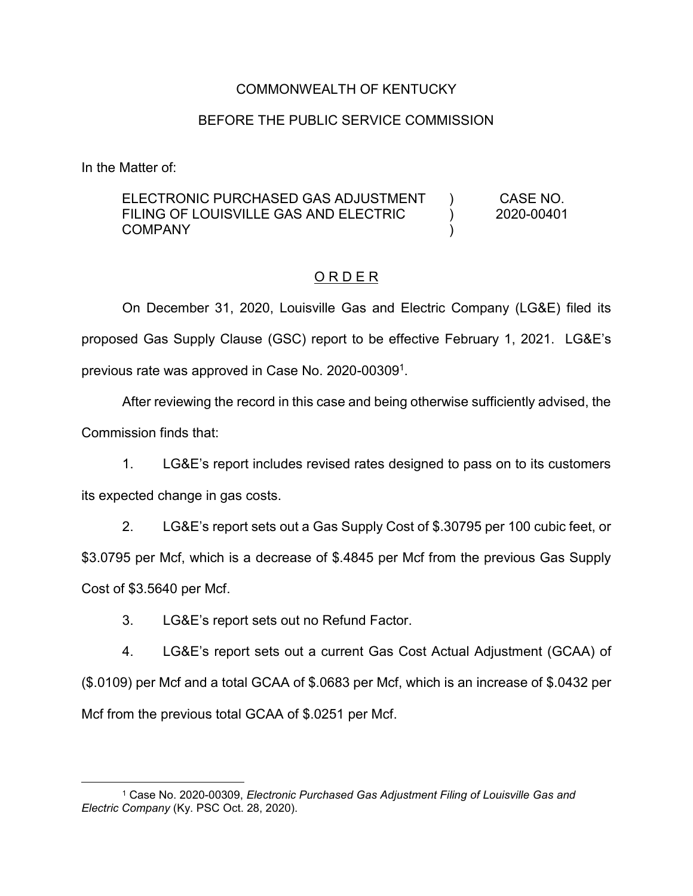COMMONWEALTH OF KENTUCKY

BEFORE THE PUBLIC SERVICE COMMISSION

In the Matter of:

| | | |
|---|---|---|
| ELECTRONIC PURCHASED GAS ADJUSTMENT FILING OF LOUISVILLE GAS AND ELECTRIC COMPANY | ) ) ) | CASE NO. 2020-00401 |

## O R D E R

On December 31, 2020, Louisville Gas and Electric Company (LG&E) filed its proposed Gas Supply Clause (GSC) report to be effective February 1, 2021. LG&E's previous rate was approved in Case No. 2020-00309[1].

After reviewing the record in this case and being otherwise sufficiently advised, the Commission finds that:

1. LG&E's report includes revised rates designed to pass on to its customers its expected change in gas costs.

2. LG&E's report sets out a Gas Supply Cost of $.30795 per 100 cubic feet, or $3.0795 per Mcf, which is a decrease of $.4845 per Mcf from the previous Gas Supply Cost of $3.5640 per Mcf.

3. LG&E's report sets out no Refund Factor.

4. LG&E's report sets out a current Gas Cost Actual Adjustment (GCAA) of ($.0109) per Mcf and a total GCAA of $.0683 per Mcf, which is an increase of $.0432 per Mcf from the previous total GCAA of $.0251 per Mcf.

---

[1] Case No. 2020-00309, *Electronic Purchased Gas Adjustment Filing of Louisville Gas and Electric Company* (Ky. PSC Oct. 28, 2020).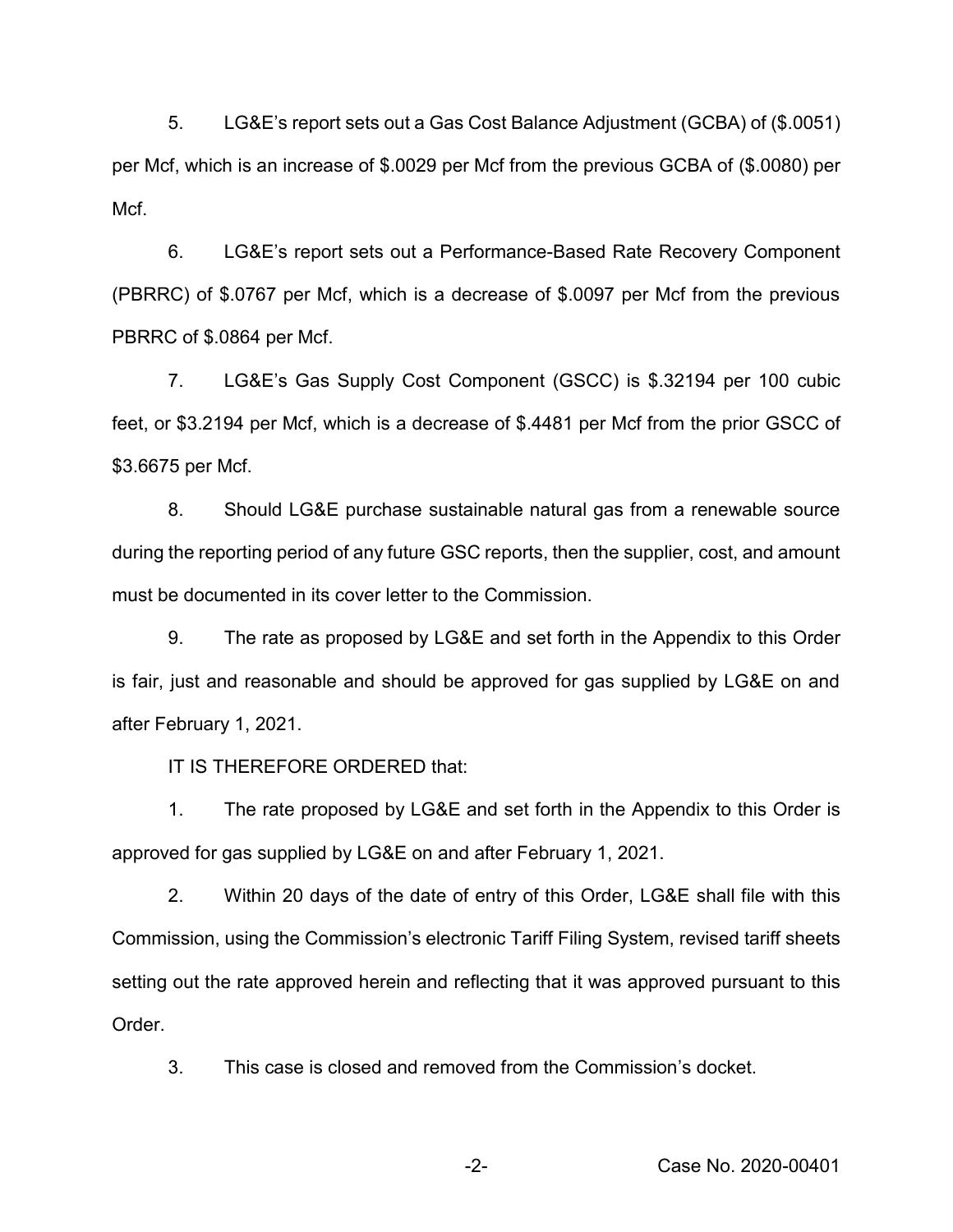5. LG&E's report sets out a Gas Cost Balance Adjustment (GCBA) of ($.0051) per Mcf, which is an increase of $.0029 per Mcf from the previous GCBA of ($.0080) per Mcf.

6. LG&E's report sets out a Performance-Based Rate Recovery Component (PBRRC) of $.0767 per Mcf, which is a decrease of $.0097 per Mcf from the previous PBRRC of $.0864 per Mcf.

7. LG&E's Gas Supply Cost Component (GSCC) is $.32194 per 100 cubic feet, or $3.2194 per Mcf, which is a decrease of $.4481 per Mcf from the prior GSCC of $3.6675 per Mcf.

8. Should LG&E purchase sustainable natural gas from a renewable source during the reporting period of any future GSC reports, then the supplier, cost, and amount must be documented in its cover letter to the Commission.

9. The rate as proposed by LG&E and set forth in the Appendix to this Order is fair, just and reasonable and should be approved for gas supplied by LG&E on and after February 1, 2021.

IT IS THEREFORE ORDERED that:

1. The rate proposed by LG&E and set forth in the Appendix to this Order is approved for gas supplied by LG&E on and after February 1, 2021.

2. Within 20 days of the date of entry of this Order, LG&E shall file with this Commission, using the Commission's electronic Tariff Filing System, revised tariff sheets setting out the rate approved herein and reflecting that it was approved pursuant to this Order.

3. This case is closed and removed from the Commission's docket.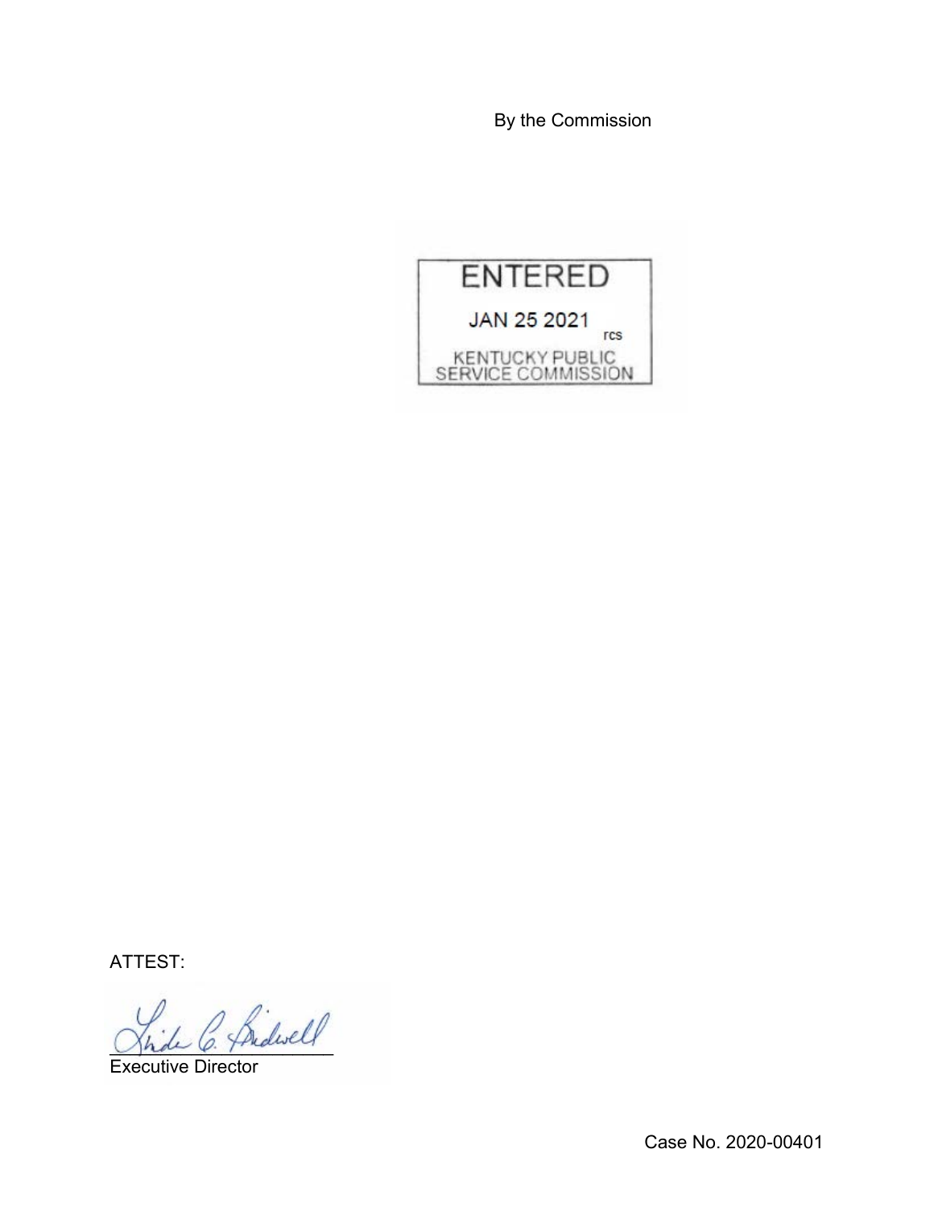By the Commission

ENTERED

JAN 25 2021

rcs

KENTUCKY PUBLIC SERVICE COMMISSION

ATTEST:

Executive Director

Case No. 2020-00401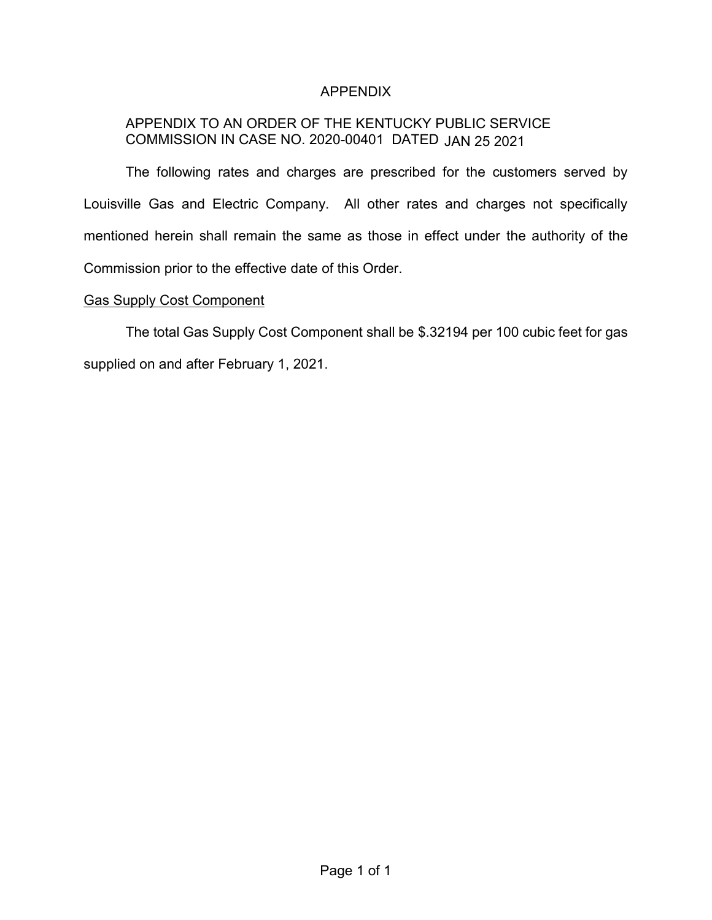# APPENDIX

APPENDIX TO AN ORDER OF THE KENTUCKY PUBLIC SERVICE COMMISSION IN CASE NO. 2020-00401 DATED JAN 25 2021

The following rates and charges are prescribed for the customers served by Louisville Gas and Electric Company. All other rates and charges not specifically mentioned herein shall remain the same as those in effect under the authority of the Commission prior to the effective date of this Order.

Gas Supply Cost Component

The total Gas Supply Cost Component shall be $.32194 per 100 cubic feet for gas supplied on and after February 1, 2021.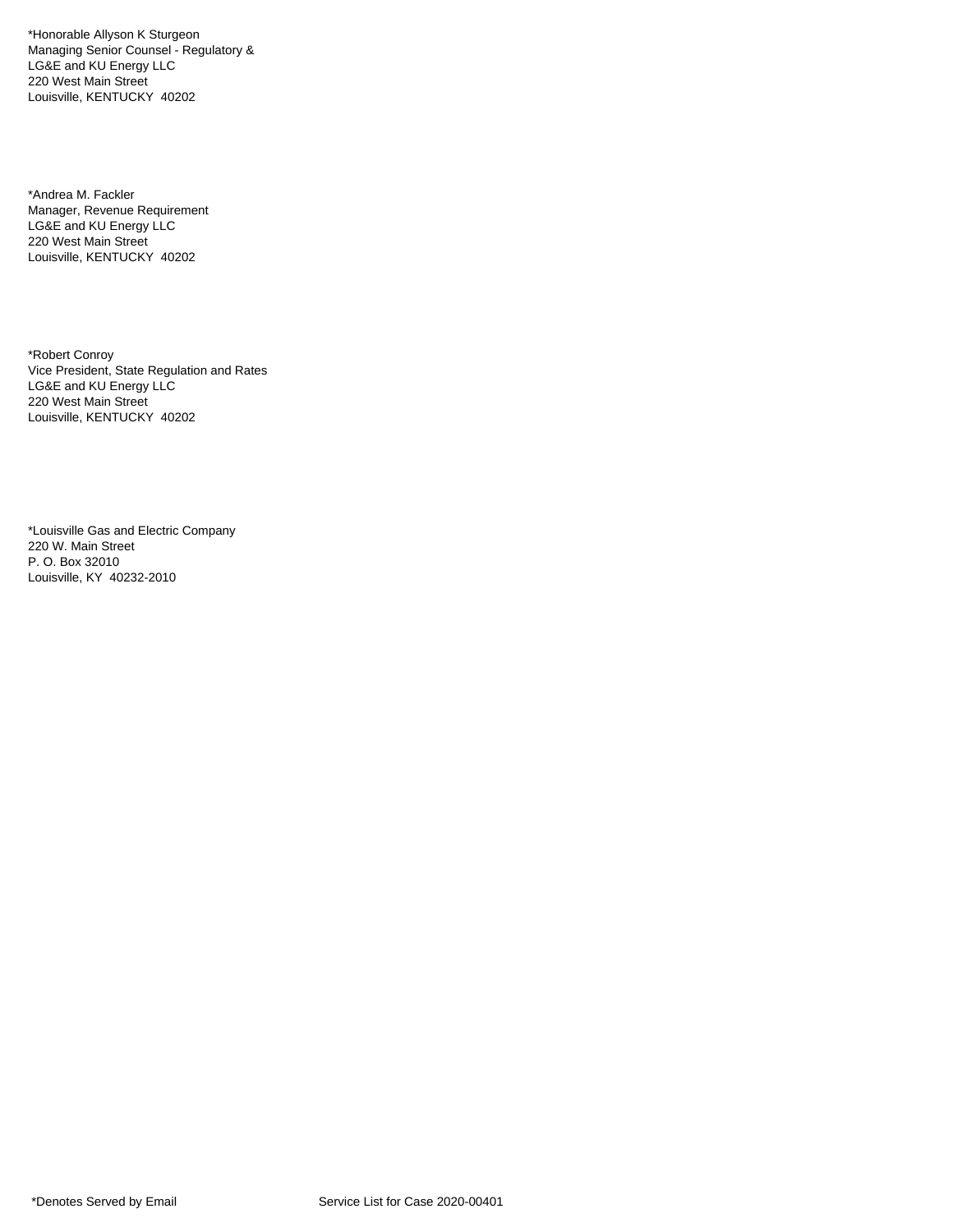*Honorable Allyson K Sturgeon
Managing Senior Counsel - Regulatory &
LG&E and KU Energy LLC
220 West Main Street
Louisville, KENTUCKY  40202

*Andrea M. Fackler
Manager, Revenue Requirement
LG&E and KU Energy LLC
220 West Main Street
Louisville, KENTUCKY  40202

*Robert Conroy
Vice President, State Regulation and Rates
LG&E and KU Energy LLC
220 West Main Street
Louisville, KENTUCKY  40202

*Louisville Gas and Electric Company
220 W. Main Street
P. O. Box 32010
Louisville, KY  40232-2010

*Denotes Served by Email

Service List for Case 2020-00401